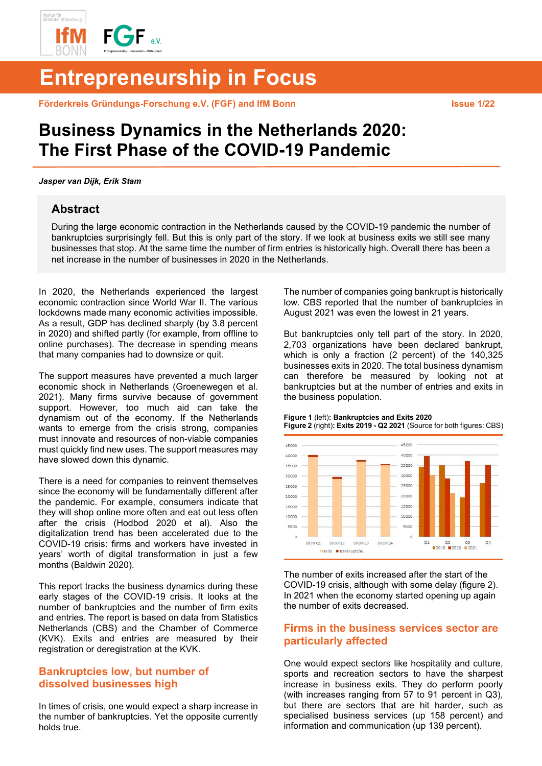# Entrepreneurship in Focus

**Förderkreis Gründungs-Forschung e.V. (FGF) and IfM Bonn** **Issue 1/22**

# Business Dynamics in the Netherlands 2020: The First Phase of the COVID-19 Pandemic

***Jasper van Dijk, Erik Stam***

## Abstract

During the large economic contraction in the Netherlands caused by the COVID-19 pandemic the number of bankruptcies surprisingly fell. But this is only part of the story. If we look at business exits we still see many businesses that stop. At the same time the number of firm entries is historically high. Overall there has been a net increase in the number of businesses in 2020 in the Netherlands.

In 2020, the Netherlands experienced the largest economic contraction since World War II. The various lockdowns made many economic activities impossible. As a result, GDP has declined sharply (by 3.8 percent in 2020) and shifted partly (for example, from offline to online purchases). The decrease in spending means that many companies had to downsize or quit.

The support measures have prevented a much larger economic shock in Netherlands (Groenewegen et al. 2021). Many firms survive because of government support. However, too much aid can take the dynamism out of the economy. If the Netherlands wants to emerge from the crisis strong, companies must innovate and resources of non-viable companies must quickly find new uses. The support measures may have slowed down this dynamic.

There is a need for companies to reinvent themselves since the economy will be fundamentally different after the pandemic. For example, consumers indicate that they will shop online more often and eat out less often after the crisis (Hodbod 2020 et al). Also the digitalization trend has been accelerated due to the COVID-19 crisis: firms and workers have invested in years' worth of digital transformation in just a few months (Baldwin 2020).

This report tracks the business dynamics during these early stages of the COVID-19 crisis. It looks at the number of bankruptcies and the number of firm exits and entries. The report is based on data from Statistics Netherlands (CBS) and the Chamber of Commerce (KVK). Exits and entries are measured by their registration or deregistration at the KVK.

## Bankruptcies low, but number of dissolved businesses high

In times of crisis, one would expect a sharp increase in the number of bankruptcies. Yet the opposite currently holds true.

The number of companies going bankrupt is historically low. CBS reported that the number of bankruptcies in August 2021 was even the lowest in 21 years.

But bankruptcies only tell part of the story. In 2020, 2,703 organizations have been declared bankrupt, which is only a fraction (2 percent) of the 140,325 businesses exits in 2020. The total business dynamism can therefore be measured by looking not at bankruptcies but at the number of entries and exits in the business population.

**Figure 1** (left)**: Bankruptcies and Exits 2020**
**Figure 2** (right)**: Exits 2019 - Q2 2021** (Source for both figures: CBS)

The number of exits increased after the start of the COVID-19 crisis, although with some delay (figure 2). In 2021 when the economy started opening up again the number of exits decreased.

## Firms in the business services sector are particularly affected

One would expect sectors like hospitality and culture, sports and recreation sectors to have the sharpest increase in business exits. They do perform poorly (with increases ranging from 57 to 91 percent in Q3), but there are sectors that are hit harder, such as specialised business services (up 158 percent) and information and communication (up 139 percent).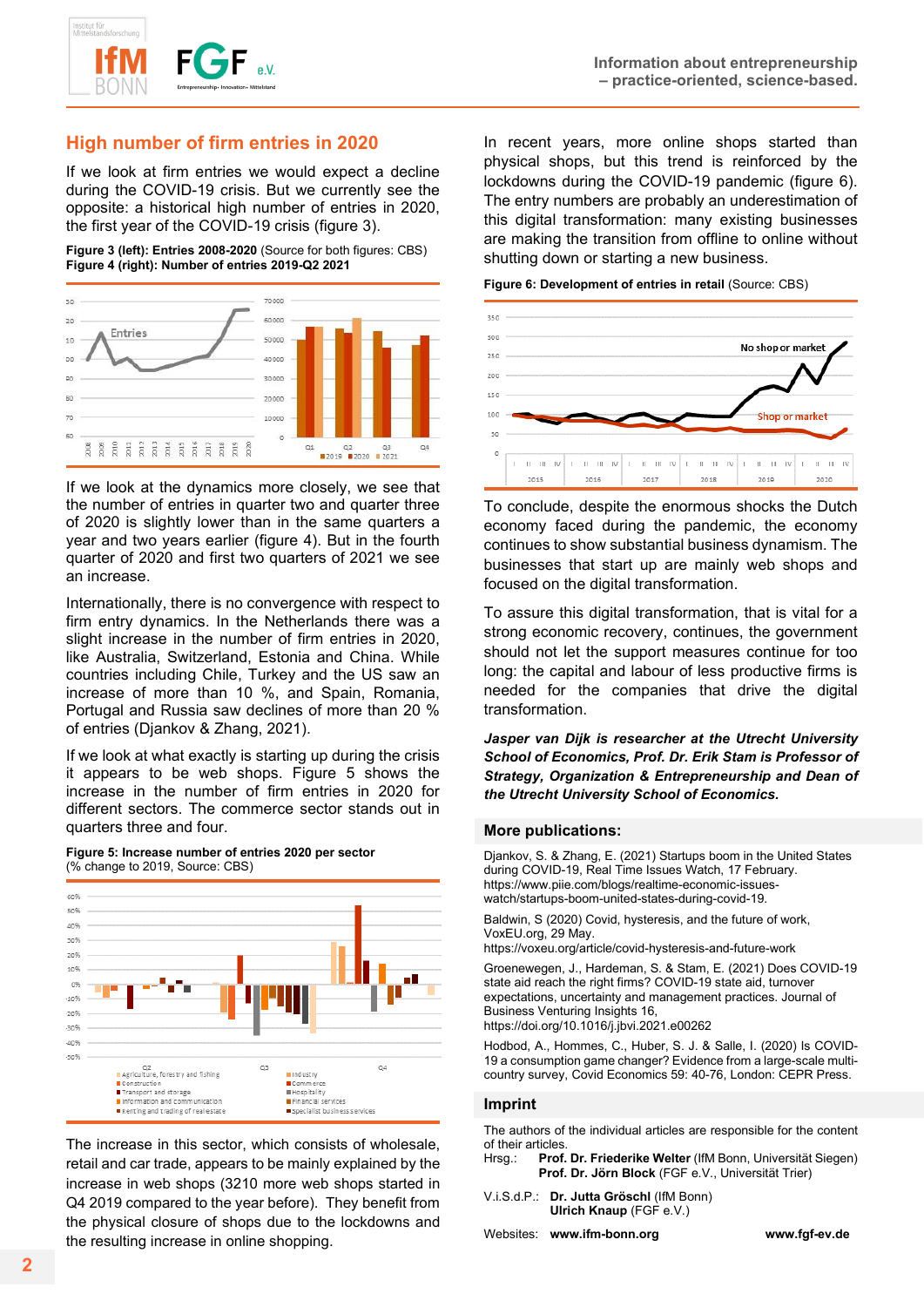## High number of firm entries in 2020

If we look at firm entries we would expect a decline during the COVID-19 crisis. But we currently see the opposite: a historical high number of entries in 2020, the first year of the COVID-19 crisis (figure 3).

**Figure 3 (left): Entries 2008-2020** (Source for both figures: CBS)
**Figure 4 (right): Number of entries 2019-Q2 2021**

Entries

2008 2009 2010 2011 2012 2013 2014 2015 2016 2017 2018 2019 2020

70000 60000 50000 40000 30000 20000 10000 0

Q1 Q2 Q3 Q4

2019 2020 2021

If we look at the dynamics more closely, we see that the number of entries in quarter two and quarter three of 2020 is slightly lower than in the same quarters a year and two years earlier (figure 4). But in the fourth quarter of 2020 and first two quarters of 2021 we see an increase.

Internationally, there is no convergence with respect to firm entry dynamics. In the Netherlands there was a slight increase in the number of firm entries in 2020, like Australia, Switzerland, Estonia and China. While countries including Chile, Turkey and the US saw an increase of more than 10 %, and Spain, Romania, Portugal and Russia saw declines of more than 20 % of entries (Djankov & Zhang, 2021).

If we look at what exactly is starting up during the crisis it appears to be web shops. Figure 5 shows the increase in the number of firm entries in 2020 for different sectors. The commerce sector stands out in quarters three and four.

**Figure 5: Increase number of entries 2020 per sector**
(% change to 2019, Source: CBS)

60% 50% 40% 30% 20% 10% 0% -10% -20% -30% -40% -50%

Q2 Q3 Q4

Agriculture, forestry and fishing
Construction
Transport and storage
Information and communication
Renting and trading of real estate
Industry
Commerce
Hospitality
Financial services
Specialist business services

The increase in this sector, which consists of wholesale, retail and car trade, appears to be mainly explained by the increase in web shops (3210 more web shops started in Q4 2019 compared to the year before). They benefit from the physical closure of shops due to the lockdowns and the resulting increase in online shopping.

In recent years, more online shops started than physical shops, but this trend is reinforced by the lockdowns during the COVID-19 pandemic (figure 6). The entry numbers are probably an underestimation of this digital transformation: many existing businesses are making the transition from offline to online without shutting down or starting a new business.

**Figure 6: Development of entries in retail** (Source: CBS)

350 300 250 200 150 100 50 0

No shop or market

Shop or market

I II III IV I II III IV I II III IV I II III IV I II III IV I II III IV

2015 2016 2017 2018 2019 2020

To conclude, despite the enormous shocks the Dutch economy faced during the pandemic, the economy continues to show substantial business dynamism. The businesses that start up are mainly web shops and focused on the digital transformation.

To assure this digital transformation, that is vital for a strong economic recovery, continues, the government should not let the support measures continue for too long: the capital and labour of less productive firms is needed for the companies that drive the digital transformation.

***Jasper van Dijk is researcher at the Utrecht University School of Economics, Prof. Dr. Erik Stam is Professor of Strategy, Organization & Entrepreneurship and Dean of the Utrecht University School of Economics.***

### More publications:

Djankov, S. & Zhang, E. (2021) Startups boom in the United States during COVID-19, Real Time Issues Watch, 17 February. https://www.piie.com/blogs/realtime-economic-issues-watch/startups-boom-united-states-during-covid-19.

Baldwin, S (2020) Covid, hysteresis, and the future of work, VoxEU.org, 29 May. https://voxeu.org/article/covid-hysteresis-and-future-work

Groenewegen, J., Hardeman, S. & Stam, E. (2021) Does COVID-19 state aid reach the right firms? COVID-19 state aid, turnover expectations, uncertainty and management practices. Journal of Business Venturing Insights 16, https://doi.org/10.1016/j.jbvi.2021.e00262

Hodbod, A., Hommes, C., Huber, S. J. & Salle, I. (2020) Is COVID-19 a consumption game changer? Evidence from a large-scale multi-country survey, Covid Economics 59: 40-76, London: CEPR Press.

### Imprint

The authors of the individual articles are responsible for the content of their articles.

Hrsg.: **Prof. Dr. Friederike Welter** (IfM Bonn, Universität Siegen)
**Prof. Dr. Jörn Block** (FGF e.V., Universität Trier)

V.i.S.d.P.: **Dr. Jutta Gröschl** (IfM Bonn)
**Ulrich Knaup** (FGF e.V.)

Websites: **www.ifm-bonn.org** **www.fgf-ev.de**